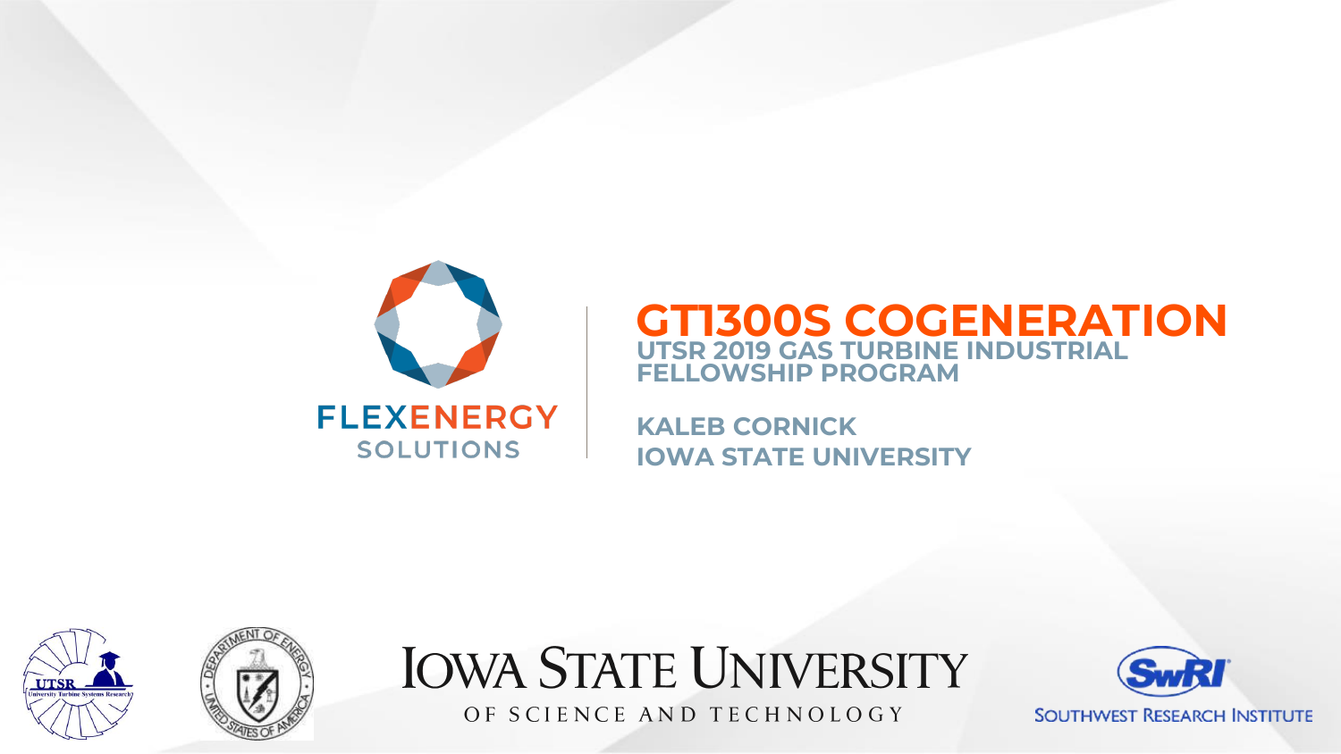FLEXENERGY SOLUTIONS

# GT1300S COGENERATION

## UTSR 2019 GAS TURBINE INDUSTRIAL FELLOWSHIP PROGRAM

**KALEB CORNICK**
**IOWA STATE UNIVERSITY**

UTSR University Turbine Systems Research

DEPARTMENT OF ENERGY UNITED STATES OF AMERICA

IOWA STATE UNIVERSITY OF SCIENCE AND TECHNOLOGY

SwRI SOUTHWEST RESEARCH INSTITUTE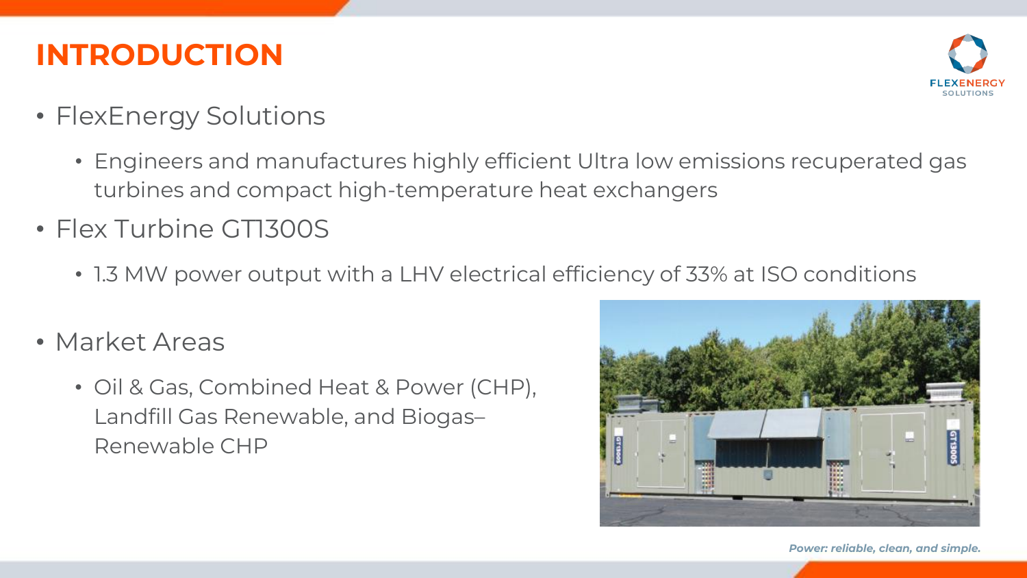# INTRODUCTION

- FlexEnergy Solutions
  - Engineers and manufactures highly efficient Ultra low emissions recuperated gas turbines and compact high-temperature heat exchangers
- Flex Turbine GT1300S
  - 1.3 MW power output with a LHV electrical efficiency of 33% at ISO conditions
- Market Areas
  - Oil & Gas, Combined Heat & Power (CHP), Landfill Gas Renewable, and Biogas–Renewable CHP

*Power: reliable, clean, and simple.*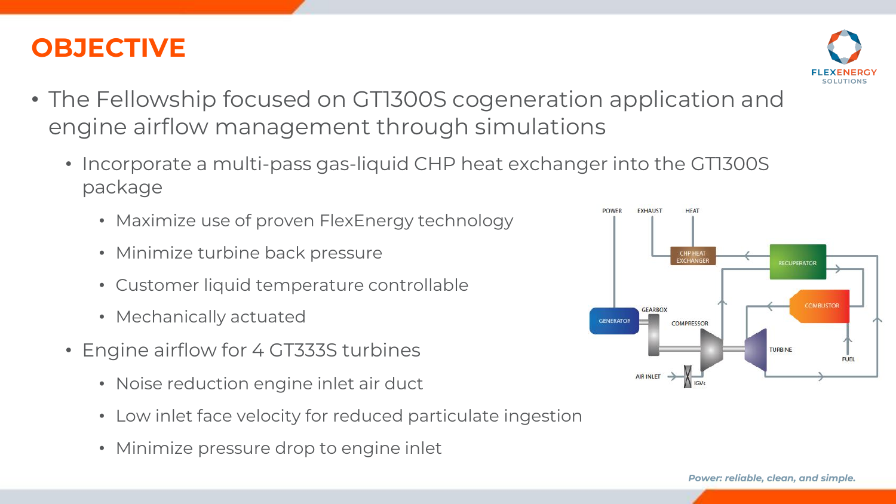# OBJECTIVE

- The Fellowship focused on GT1300S cogeneration application and engine airflow management through simulations
  - Incorporate a multi-pass gas-liquid CHP heat exchanger into the GT1300S package
    - Maximize use of proven FlexEnergy technology
    - Minimize turbine back pressure
    - Customer liquid temperature controllable
    - Mechanically actuated
  - Engine airflow for 4 GT333S turbines
    - Noise reduction engine inlet air duct
    - Low inlet face velocity for reduced particulate ingestion
    - Minimize pressure drop to engine inlet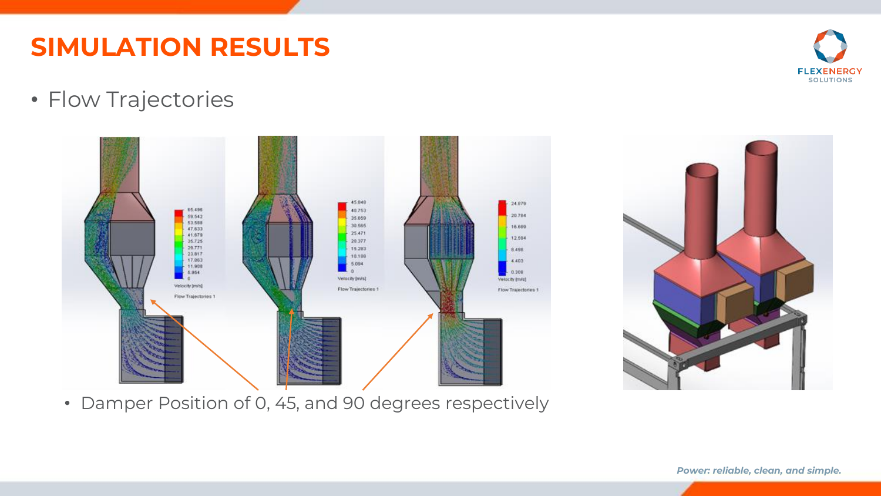# SIMULATION RESULTS

- Flow Trajectories

- Damper Position of 0, 45, and 90 degrees respectively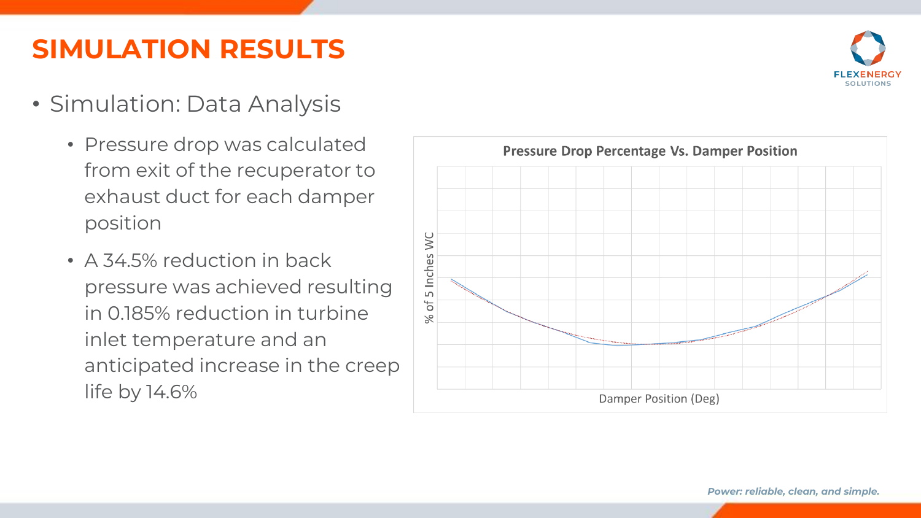# SIMULATION RESULTS

- Simulation: Data Analysis
  - Pressure drop was calculated from exit of the recuperator to exhaust duct for each damper position
  - A 34.5% reduction in back pressure was achieved resulting in 0.185% reduction in turbine inlet temperature and an anticipated increase in the creep life by 14.6%

**Pressure Drop Percentage Vs. Damper Position**

% of 5 Inches WC

Damper Position (Deg)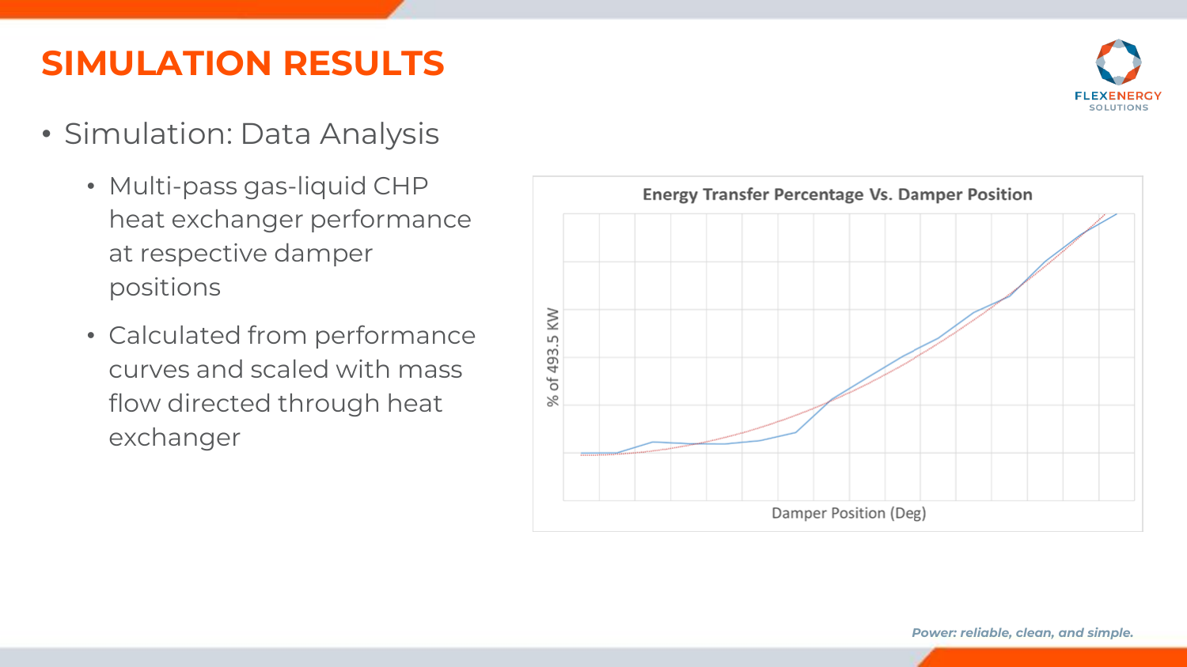# SIMULATION RESULTS

- Simulation: Data Analysis
  - Multi-pass gas-liquid CHP heat exchanger performance at respective damper positions
  - Calculated from performance curves and scaled with mass flow directed through heat exchanger

**Energy Transfer Percentage Vs. Damper Position**

% of 493.5 KW

Damper Position (Deg)

*Power: reliable, clean, and simple.*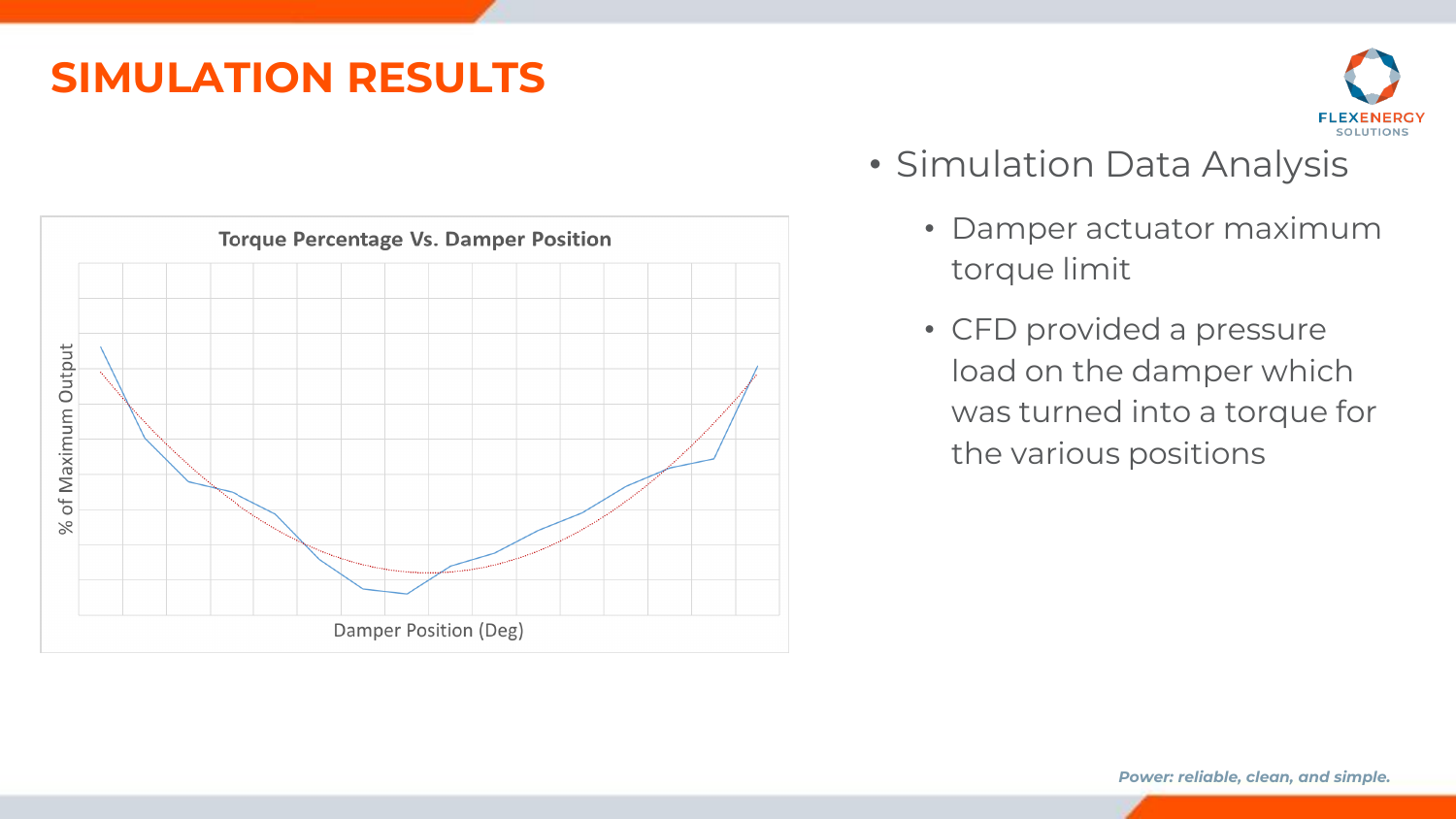# SIMULATION RESULTS

**Torque Percentage Vs. Damper Position**

% of Maximum Output

Damper Position (Deg)

- Simulation Data Analysis
  - Damper actuator maximum torque limit
  - CFD provided a pressure load on the damper which was turned into a torque for the various positions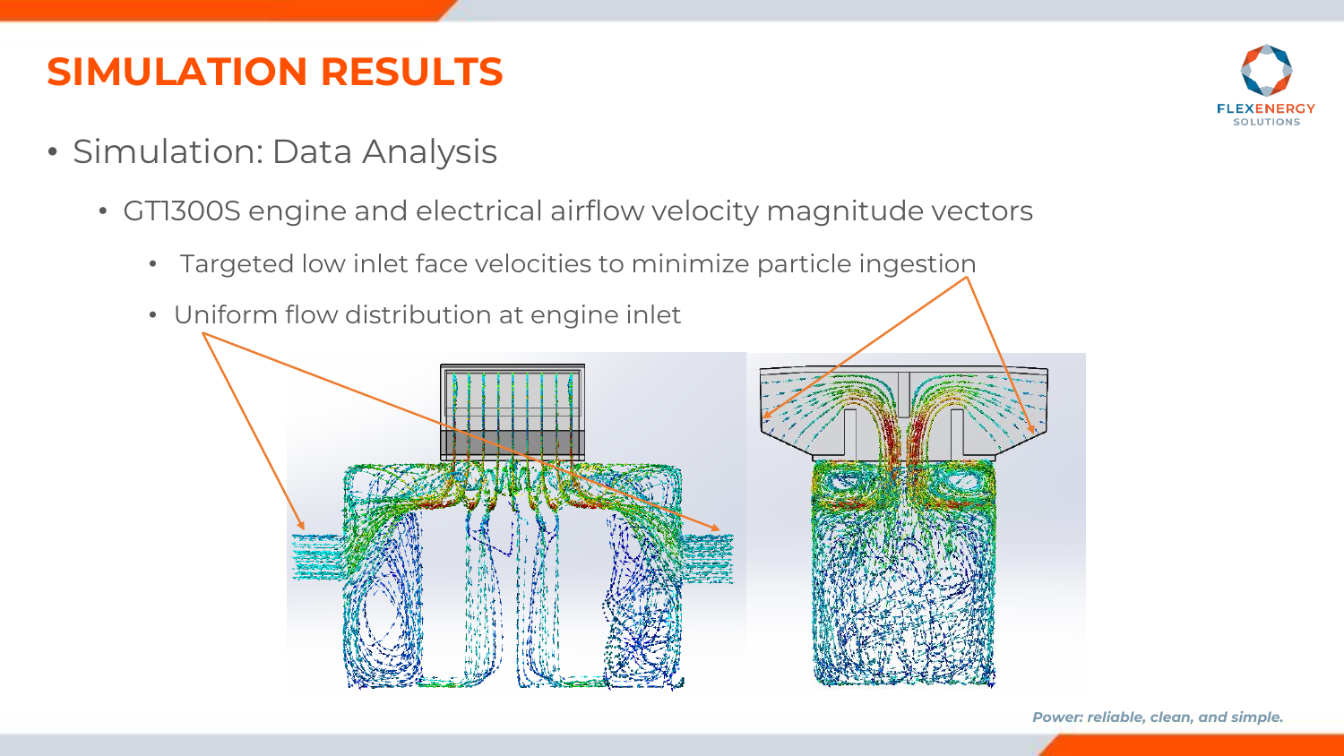# SIMULATION RESULTS

- Simulation: Data Analysis
  - GT1300S engine and electrical airflow velocity magnitude vectors
    - Targeted low inlet face velocities to minimize particle ingestion
    - Uniform flow distribution at engine inlet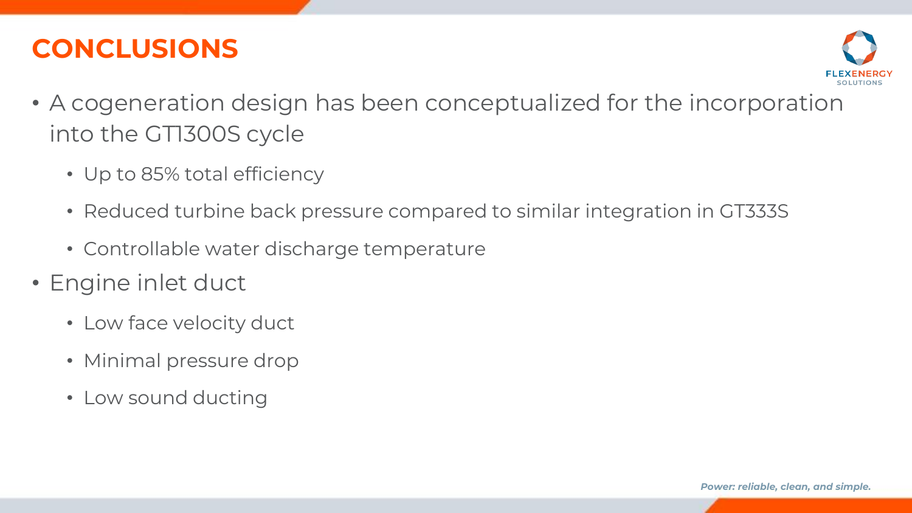# CONCLUSIONS

- A cogeneration design has been conceptualized for the incorporation into the GT1300S cycle
  - Up to 85% total efficiency
  - Reduced turbine back pressure compared to similar integration in GT333S
  - Controllable water discharge temperature
- Engine inlet duct
  - Low face velocity duct
  - Minimal pressure drop
  - Low sound ducting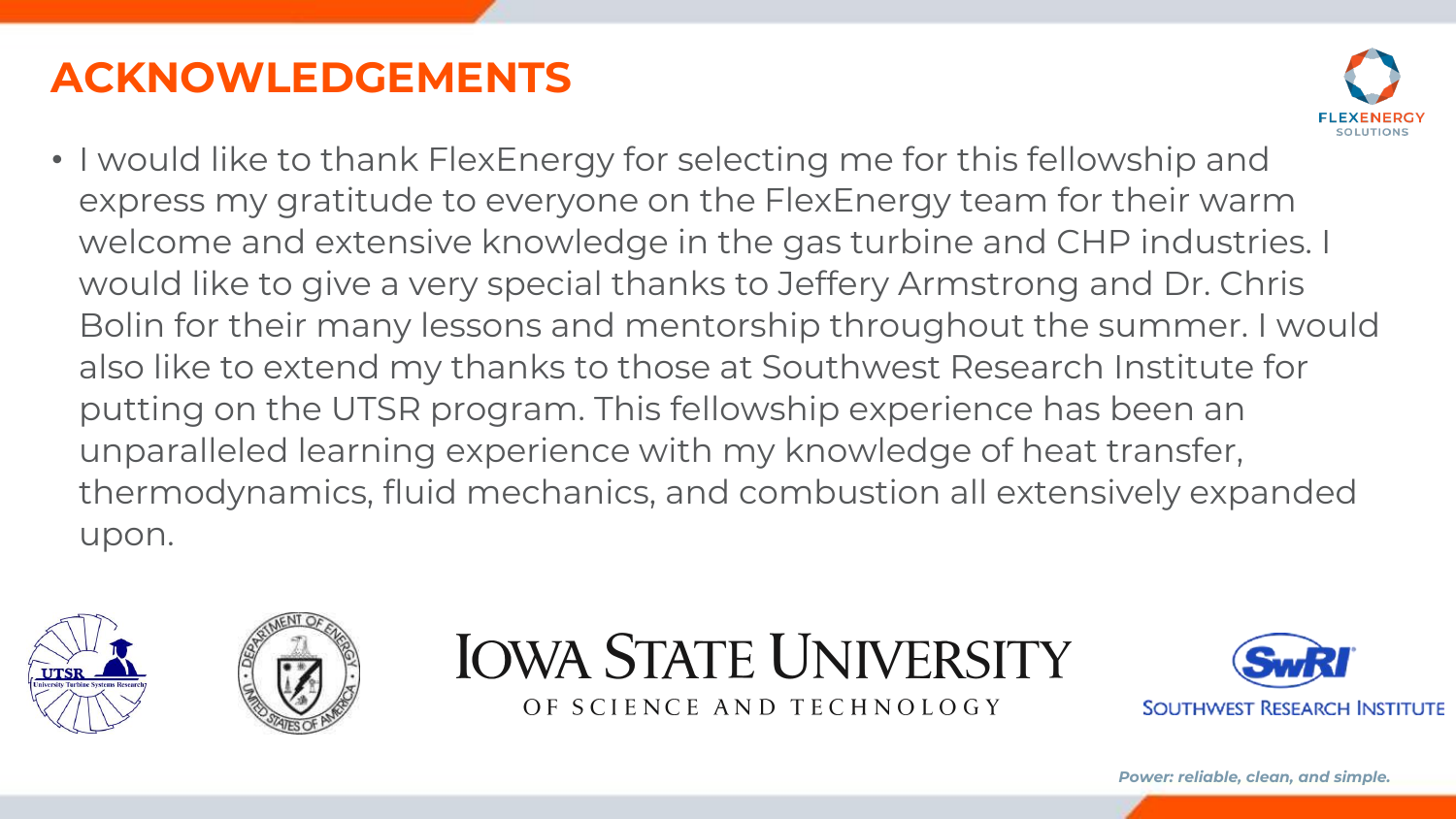# ACKNOWLEDGEMENTS

- I would like to thank FlexEnergy for selecting me for this fellowship and express my gratitude to everyone on the FlexEnergy team for their warm welcome and extensive knowledge in the gas turbine and CHP industries. I would like to give a very special thanks to Jeffery Armstrong and Dr. Chris Bolin for their many lessons and mentorship throughout the summer. I would also like to extend my thanks to those at Southwest Research Institute for putting on the UTSR program. This fellowship experience has been an unparalleled learning experience with my knowledge of heat transfer, thermodynamics, fluid mechanics, and combustion all extensively expanded upon.

UTSR University Turbine Systems Research

IOWA STATE UNIVERSITY OF SCIENCE AND TECHNOLOGY

SwRI SOUTHWEST RESEARCH INSTITUTE

*Power: reliable, clean, and simple.*